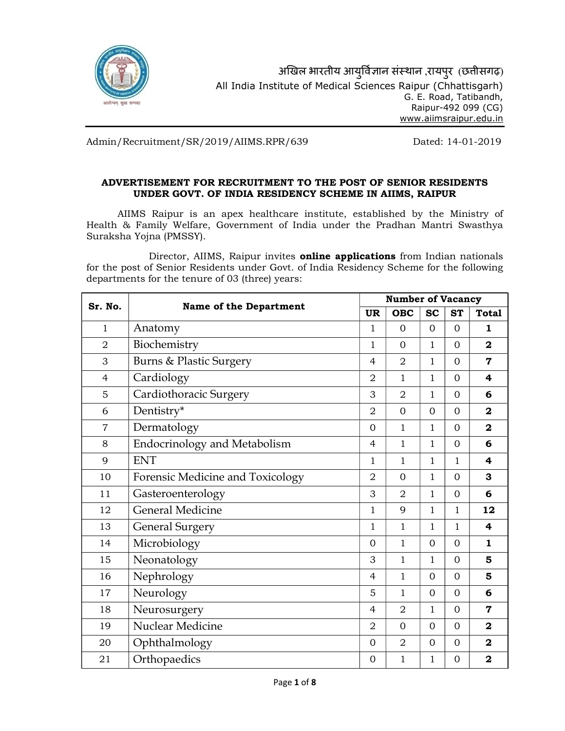अखिल भारतीय आयुर्विज्ञान संस्थान ,रायपुर (छत्तीसगढ़)

All India Institute of Medical Sciences Raipur (Chhattisgarh)
G. E. Road, Tatibandh,
Raipur-492 099 (CG)
www.aiimsraipur.edu.in

Admin/Recruitment/SR/2019/AIIMS.RPR/639 Dated: 14-01-2019

## ADVERTISEMENT FOR RECRUITMENT TO THE POST OF SENIOR RESIDENTS UNDER GOVT. OF INDIA RESIDENCY SCHEME IN AIIMS, RAIPUR

AIIMS Raipur is an apex healthcare institute, established by the Ministry of Health & Family Welfare, Government of India under the Pradhan Mantri Swasthya Suraksha Yojna (PMSSY).

Director, AIIMS, Raipur invites **online applications** from Indian nationals for the post of Senior Residents under Govt. of India Residency Scheme for the following departments for the tenure of 03 (three) years:

| Sr. No. | Name of the Department | Number of Vacancy | | | | |
|---|---|---|---|---|---|---|
| | | UR | OBC | SC | ST | Total |
| 1 | Anatomy | 1 | 0 | 0 | 0 | **1** |
| 2 | Biochemistry | 1 | 0 | 1 | 0 | **2** |
| 3 | Burns & Plastic Surgery | 4 | 2 | 1 | 0 | **7** |
| 4 | Cardiology | 2 | 1 | 1 | 0 | **4** |
| 5 | Cardiothoracic Surgery | 3 | 2 | 1 | 0 | **6** |
| 6 | Dentistry* | 2 | 0 | 0 | 0 | **2** |
| 7 | Dermatology | 0 | 1 | 1 | 0 | **2** |
| 8 | Endocrinology and Metabolism | 4 | 1 | 1 | 0 | **6** |
| 9 | ENT | 1 | 1 | 1 | 1 | **4** |
| 10 | Forensic Medicine and Toxicology | 2 | 0 | 1 | 0 | **3** |
| 11 | Gasteroenterology | 3 | 2 | 1 | 0 | **6** |
| 12 | General Medicine | 1 | 9 | 1 | 1 | **12** |
| 13 | General Surgery | 1 | 1 | 1 | 1 | **4** |
| 14 | Microbiology | 0 | 1 | 0 | 0 | **1** |
| 15 | Neonatology | 3 | 1 | 1 | 0 | **5** |
| 16 | Nephrology | 4 | 1 | 0 | 0 | **5** |
| 17 | Neurology | 5 | 1 | 0 | 0 | **6** |
| 18 | Neurosurgery | 4 | 2 | 1 | 0 | **7** |
| 19 | Nuclear Medicine | 2 | 0 | 0 | 0 | **2** |
| 20 | Ophthalmology | 0 | 2 | 0 | 0 | **2** |
| 21 | Orthopaedics | 0 | 1 | 1 | 0 | **2** |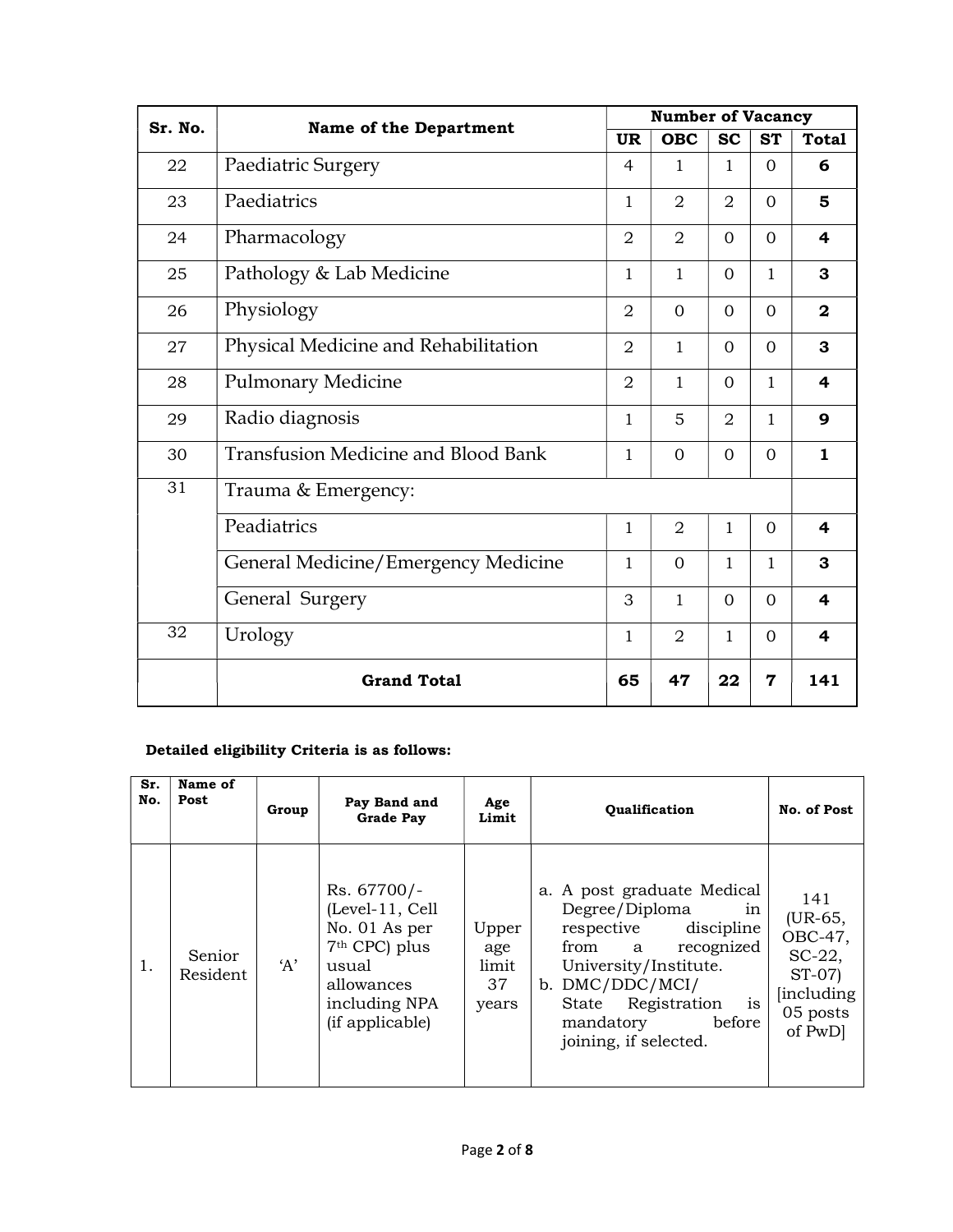| Sr. No. | Name of the Department | Number of Vacancy | | | | |
|---|---|---|---|---|---|---|
| | | UR | OBC | SC | ST | Total |
| 22 | Paediatric Surgery | 4 | 1 | 1 | 0 | **6** |
| 23 | Paediatrics | 1 | 2 | 2 | 0 | **5** |
| 24 | Pharmacology | 2 | 2 | 0 | 0 | **4** |
| 25 | Pathology & Lab Medicine | 1 | 1 | 0 | 1 | **3** |
| 26 | Physiology | 2 | 0 | 0 | 0 | **2** |
| 27 | Physical Medicine and Rehabilitation | 2 | 1 | 0 | 0 | **3** |
| 28 | Pulmonary Medicine | 2 | 1 | 0 | 1 | **4** |
| 29 | Radio diagnosis | 1 | 5 | 2 | 1 | **9** |
| 30 | Transfusion Medicine and Blood Bank | 1 | 0 | 0 | 0 | **1** |
| 31 | Trauma & Emergency: | | | | | |
| | Peadiatrics | 1 | 2 | 1 | 0 | **4** |
| | General Medicine/Emergency Medicine | 1 | 0 | 1 | 1 | **3** |
| | General Surgery | 3 | 1 | 0 | 0 | **4** |
| 32 | Urology | 1 | 2 | 1 | 0 | **4** |
| | **Grand Total** | **65** | **47** | **22** | **7** | **141** |

**Detailed eligibility Criteria is as follows:**

| Sr. No. | Name of Post | Group | Pay Band and Grade Pay | Age Limit | Qualification | No. of Post |
|---|---|---|---|---|---|---|
| 1. | Senior Resident | 'A' | Rs. 67700/- (Level-11, Cell No. 01 As per 7th CPC) plus usual allowances including NPA (if applicable) | Upper age limit 37 years | a. A post graduate Medical Degree/Diploma in respective discipline from a recognized University/Institute. b. DMC/DDC/MCI/ State Registration is mandatory before joining, if selected. | 141 (UR-65, OBC-47, SC-22, ST-07) [including 05 posts of PwD] |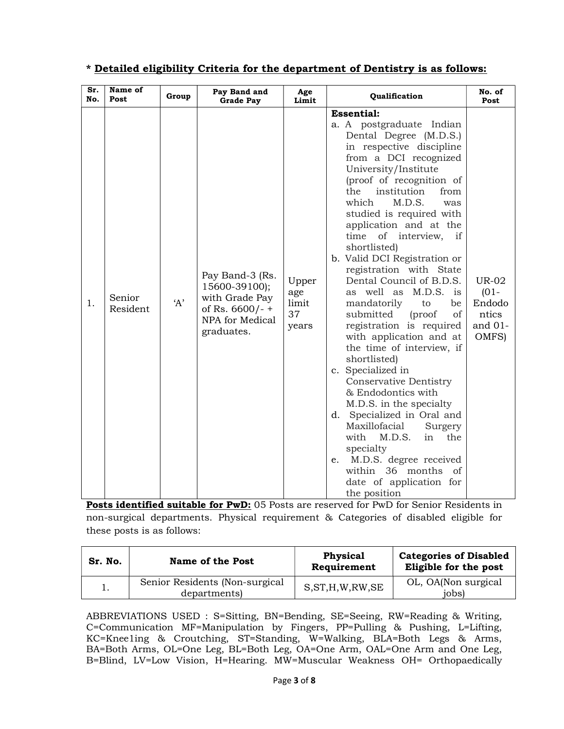**\* Detailed eligibility Criteria for the department of Dentistry is as follows:**

| Sr. No. | Name of Post | Group | Pay Band and Grade Pay | Age Limit | Qualification | No. of Post |
|---|---|---|---|---|---|---|
| 1. | Senior Resident | 'A' | Pay Band-3 (Rs. 15600-39100); with Grade Pay of Rs. 6600/- + NPA for Medical graduates. | Upper age limit 37 years | **Essential:**<br>a. A postgraduate Indian Dental Degree (M.D.S.) in respective discipline from a DCI recognized University/Institute (proof of recognition of the institution from which M.D.S. was studied is required with application and at the time of interview, if shortlisted)<br>b. Valid DCI Registration or registration with State Dental Council of B.D.S. as well as M.D.S. is mandatorily to be submitted (proof of registration is required with application and at the time of interview, if shortlisted)<br>c. Specialized in Conservative Dentistry & Endodontics with M.D.S. in the specialty<br>d. Specialized in Oral and Maxillofacial Surgery with M.D.S. in the specialty<br>e. M.D.S. degree received within 36 months of date of application for the position | UR-02 (01-Endodontics and 01-OMFS) |

**Posts identified suitable for PwD:** 05 Posts are reserved for PwD for Senior Residents in non-surgical departments. Physical requirement & Categories of disabled eligible for these posts is as follows:

| Sr. No. | Name of the Post | Physical Requirement | Categories of Disabled Eligible for the post |
|---|---|---|---|
| 1. | Senior Residents (Non-surgical departments) | S,ST,H,W,RW,SE | OL, OA(Non surgical jobs) |

ABBREVIATIONS USED : S=Sitting, BN=Bending, SE=Seeing, RW=Reading & Writing, C=Communication MF=Manipulation by Fingers, PP=Pulling & Pushing, L=Lifting, KC=Knee1ing & Croutching, ST=Standing, W=Walking, BLA=Both Legs & Arms, BA=Both Arms, OL=One Leg, BL=Both Leg, OA=One Arm, OAL=One Arm and One Leg, B=Blind, LV=Low Vision, H=Hearing. MW=Muscular Weakness OH= Orthopaedically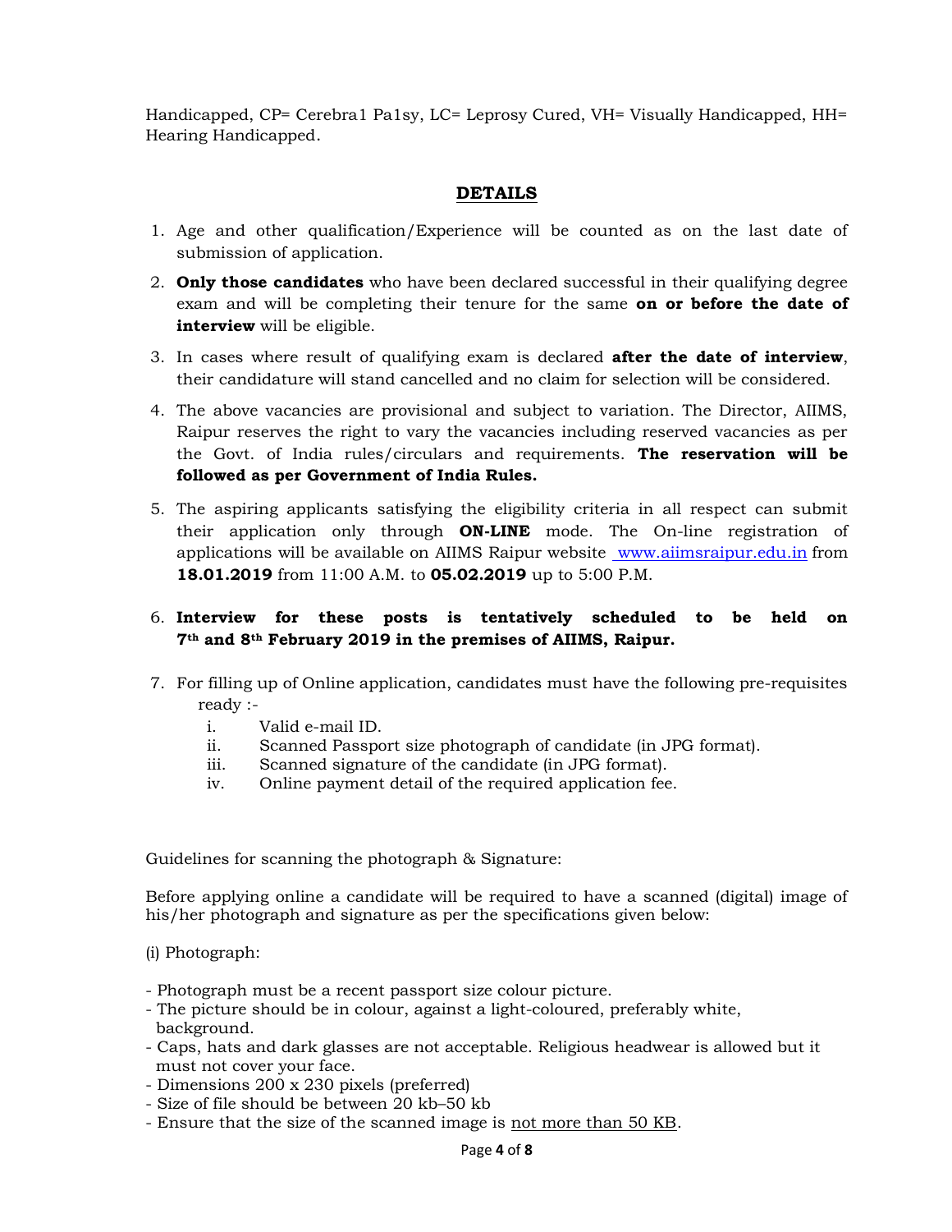Handicapped, CP= Cerebra1 Pa1sy, LC= Leprosy Cured, VH= Visually Handicapped, HH= Hearing Handicapped.

## DETAILS

1. Age and other qualification/Experience will be counted as on the last date of submission of application.
2. **Only those candidates** who have been declared successful in their qualifying degree exam and will be completing their tenure for the same **on or before the date of interview** will be eligible.
3. In cases where result of qualifying exam is declared **after the date of interview**, their candidature will stand cancelled and no claim for selection will be considered.
4. The above vacancies are provisional and subject to variation. The Director, AIIMS, Raipur reserves the right to vary the vacancies including reserved vacancies as per the Govt. of India rules/circulars and requirements. **The reservation will be followed as per Government of India Rules.**
5. The aspiring applicants satisfying the eligibility criteria in all respect can submit their application only through **ON-LINE** mode. The On-line registration of applications will be available on AIIMS Raipur website www.aiimsraipur.edu.in from **18.01.2019** from 11:00 A.M. to **05.02.2019** up to 5:00 P.M.
6. **Interview for these posts is tentatively scheduled to be held on 7th and 8th February 2019 in the premises of AIIMS, Raipur.**
7. For filling up of Online application, candidates must have the following pre-requisites ready :-
   1. Valid e-mail ID.
   2. Scanned Passport size photograph of candidate (in JPG format).
   3. Scanned signature of the candidate (in JPG format).
   4. Online payment detail of the required application fee.

Guidelines for scanning the photograph & Signature:

Before applying online a candidate will be required to have a scanned (digital) image of his/her photograph and signature as per the specifications given below:

(i) Photograph:

- Photograph must be a recent passport size colour picture.
- The picture should be in colour, against a light-coloured, preferably white, background.
- Caps, hats and dark glasses are not acceptable. Religious headwear is allowed but it must not cover your face.
- Dimensions 200 x 230 pixels (preferred)
- Size of file should be between 20 kb–50 kb
- Ensure that the size of the scanned image is not more than 50 KB.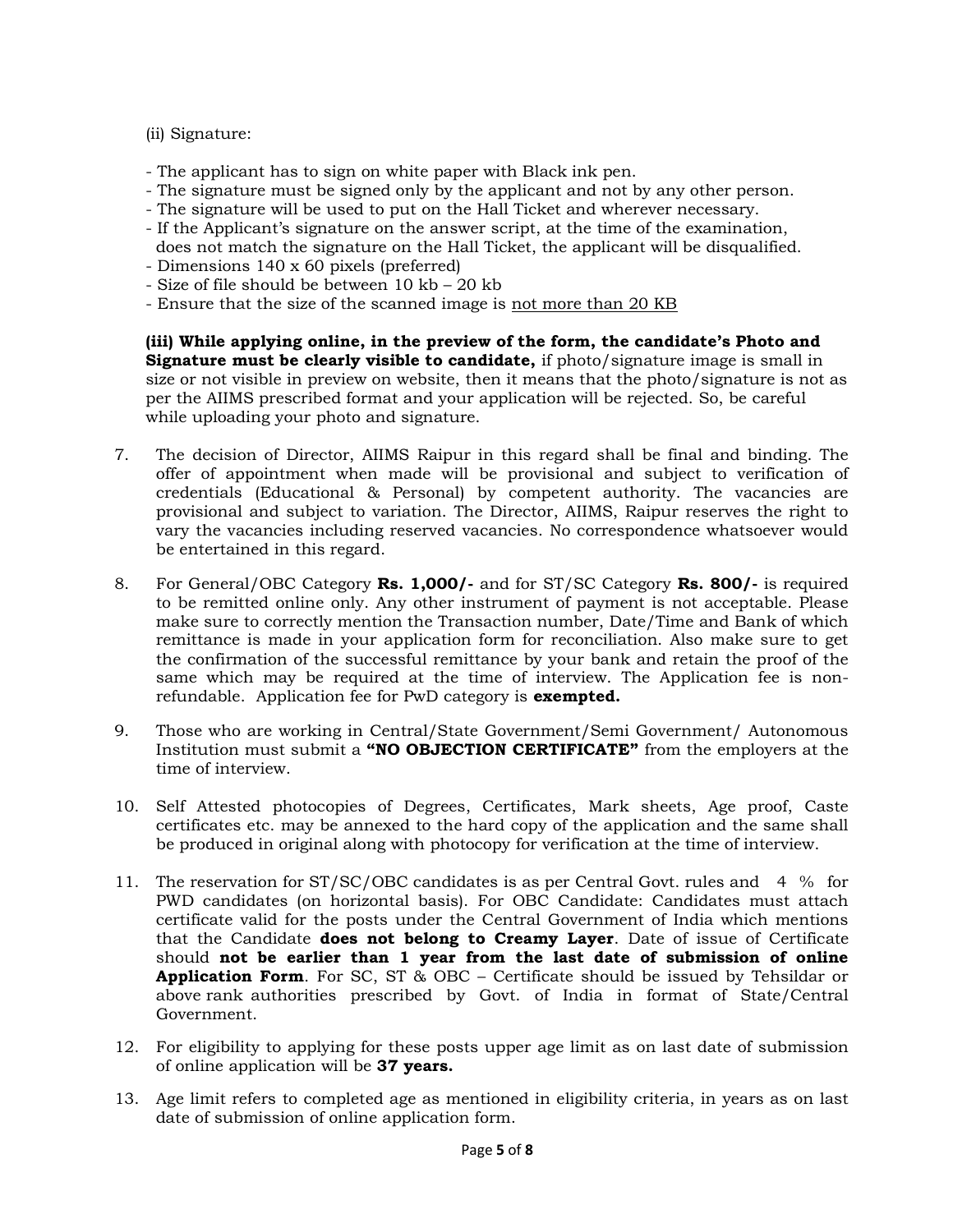(ii) Signature:

- The applicant has to sign on white paper with Black ink pen.
- The signature must be signed only by the applicant and not by any other person.
- The signature will be used to put on the Hall Ticket and wherever necessary.
- If the Applicant's signature on the answer script, at the time of the examination, does not match the signature on the Hall Ticket, the applicant will be disqualified.
- Dimensions 140 x 60 pixels (preferred)
- Size of file should be between 10 kb – 20 kb
- Ensure that the size of the scanned image is <u>not more than 20 KB</u>

**(iii) While applying online, in the preview of the form, the candidate's Photo and Signature must be clearly visible to candidate,** if photo/signature image is small in size or not visible in preview on website, then it means that the photo/signature is not as per the AIIMS prescribed format and your application will be rejected. So, be careful while uploading your photo and signature.

7. The decision of Director, AIIMS Raipur in this regard shall be final and binding. The offer of appointment when made will be provisional and subject to verification of credentials (Educational & Personal) by competent authority. The vacancies are provisional and subject to variation. The Director, AIIMS, Raipur reserves the right to vary the vacancies including reserved vacancies. No correspondence whatsoever would be entertained in this regard.

8. For General/OBC Category **Rs. 1,000/-** and for ST/SC Category **Rs. 800/-** is required to be remitted online only. Any other instrument of payment is not acceptable. Please make sure to correctly mention the Transaction number, Date/Time and Bank of which remittance is made in your application form for reconciliation. Also make sure to get the confirmation of the successful remittance by your bank and retain the proof of the same which may be required at the time of interview. The Application fee is non-refundable. Application fee for PwD category is **exempted.**

9. Those who are working in Central/State Government/Semi Government/ Autonomous Institution must submit a **"NO OBJECTION CERTIFICATE"** from the employers at the time of interview.

10. Self Attested photocopies of Degrees, Certificates, Mark sheets, Age proof, Caste certificates etc. may be annexed to the hard copy of the application and the same shall be produced in original along with photocopy for verification at the time of interview.

11. The reservation for ST/SC/OBC candidates is as per Central Govt. rules and 4 % for PWD candidates (on horizontal basis). For OBC Candidate: Candidates must attach certificate valid for the posts under the Central Government of India which mentions that the Candidate **does not belong to Creamy Layer**. Date of issue of Certificate should **not be earlier than 1 year from the last date of submission of online Application Form**. For SC, ST & OBC – Certificate should be issued by Tehsildar or above rank authorities prescribed by Govt. of India in format of State/Central Government.

12. For eligibility to applying for these posts upper age limit as on last date of submission of online application will be **37 years.**

13. Age limit refers to completed age as mentioned in eligibility criteria, in years as on last date of submission of online application form.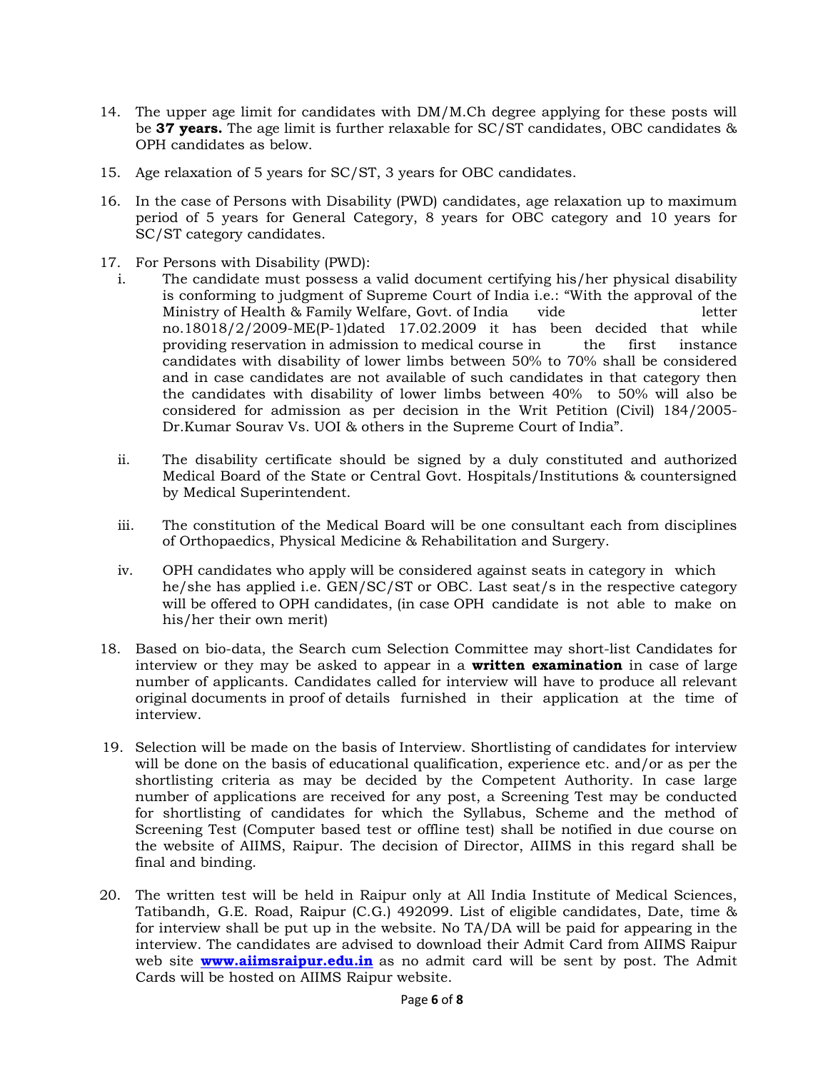14. The upper age limit for candidates with DM/M.Ch degree applying for these posts will be **37 years.** The age limit is further relaxable for SC/ST candidates, OBC candidates & OPH candidates as below.

15. Age relaxation of 5 years for SC/ST, 3 years for OBC candidates.

16. In the case of Persons with Disability (PWD) candidates, age relaxation up to maximum period of 5 years for General Category, 8 years for OBC category and 10 years for SC/ST category candidates.

17. For Persons with Disability (PWD):
    i. The candidate must possess a valid document certifying his/her physical disability is conforming to judgment of Supreme Court of India i.e.: "With the approval of the Ministry of Health & Family Welfare, Govt. of India vide letter no.18018/2/2009-ME(P-1)dated 17.02.2009 it has been decided that while providing reservation in admission to medical course in the first instance candidates with disability of lower limbs between 50% to 70% shall be considered and in case candidates are not available of such candidates in that category then the candidates with disability of lower limbs between 40% to 50% will also be considered for admission as per decision in the Writ Petition (Civil) 184/2005-Dr.Kumar Sourav Vs. UOI & others in the Supreme Court of India".

    ii. The disability certificate should be signed by a duly constituted and authorized Medical Board of the State or Central Govt. Hospitals/Institutions & countersigned by Medical Superintendent.

    iii. The constitution of the Medical Board will be one consultant each from disciplines of Orthopaedics, Physical Medicine & Rehabilitation and Surgery.

    iv. OPH candidates who apply will be considered against seats in category in which he/she has applied i.e. GEN/SC/ST or OBC. Last seat/s in the respective category will be offered to OPH candidates, (in case OPH candidate is not able to make on his/her their own merit)

18. Based on bio-data, the Search cum Selection Committee may short-list Candidates for interview or they may be asked to appear in a **written examination** in case of large number of applicants. Candidates called for interview will have to produce all relevant original documents in proof of details furnished in their application at the time of interview.

19. Selection will be made on the basis of Interview. Shortlisting of candidates for interview will be done on the basis of educational qualification, experience etc. and/or as per the shortlisting criteria as may be decided by the Competent Authority. In case large number of applications are received for any post, a Screening Test may be conducted for shortlisting of candidates for which the Syllabus, Scheme and the method of Screening Test (Computer based test or offline test) shall be notified in due course on the website of AIIMS, Raipur. The decision of Director, AIIMS in this regard shall be final and binding.

20. The written test will be held in Raipur only at All India Institute of Medical Sciences, Tatibandh, G.E. Road, Raipur (C.G.) 492099. List of eligible candidates, Date, time & for interview shall be put up in the website. No TA/DA will be paid for appearing in the interview. The candidates are advised to download their Admit Card from AIIMS Raipur web site **[www.aiimsraipur.edu.in](http://www.aiimsraipur.edu.in)** as no admit card will be sent by post. The Admit Cards will be hosted on AIIMS Raipur website.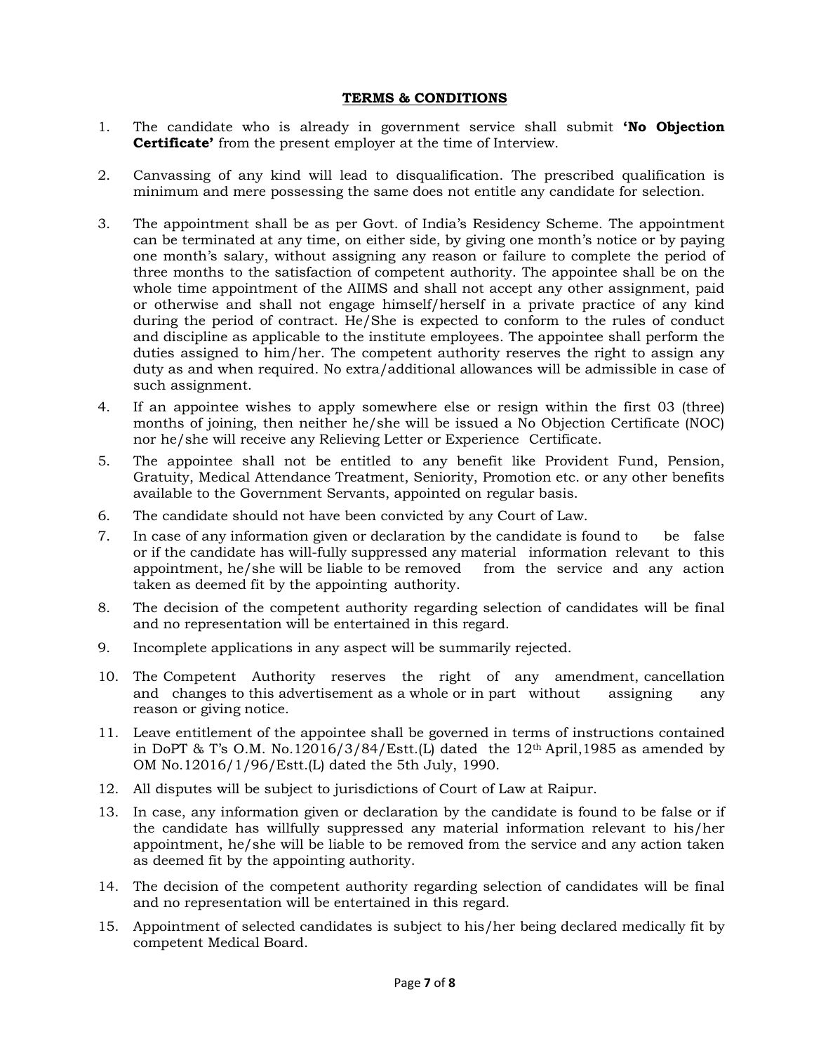**TERMS & CONDITIONS**

1. The candidate who is already in government service shall submit **'No Objection Certificate'** from the present employer at the time of Interview.

2. Canvassing of any kind will lead to disqualification. The prescribed qualification is minimum and mere possessing the same does not entitle any candidate for selection.

3. The appointment shall be as per Govt. of India's Residency Scheme. The appointment can be terminated at any time, on either side, by giving one month's notice or by paying one month's salary, without assigning any reason or failure to complete the period of three months to the satisfaction of competent authority. The appointee shall be on the whole time appointment of the AIIMS and shall not accept any other assignment, paid or otherwise and shall not engage himself/herself in a private practice of any kind during the period of contract. He/She is expected to conform to the rules of conduct and discipline as applicable to the institute employees. The appointee shall perform the duties assigned to him/her. The competent authority reserves the right to assign any duty as and when required. No extra/additional allowances will be admissible in case of such assignment.

4. If an appointee wishes to apply somewhere else or resign within the first 03 (three) months of joining, then neither he/she will be issued a No Objection Certificate (NOC) nor he/she will receive any Relieving Letter or Experience Certificate.

5. The appointee shall not be entitled to any benefit like Provident Fund, Pension, Gratuity, Medical Attendance Treatment, Seniority, Promotion etc. or any other benefits available to the Government Servants, appointed on regular basis.

6. The candidate should not have been convicted by any Court of Law.

7. In case of any information given or declaration by the candidate is found to be false or if the candidate has will-fully suppressed any material information relevant to this appointment, he/she will be liable to be removed from the service and any action taken as deemed fit by the appointing authority.

8. The decision of the competent authority regarding selection of candidates will be final and no representation will be entertained in this regard.

9. Incomplete applications in any aspect will be summarily rejected.

10. The Competent Authority reserves the right of any amendment, cancellation and changes to this advertisement as a whole or in part without assigning any reason or giving notice.

11. Leave entitlement of the appointee shall be governed in terms of instructions contained in DoPT & T's O.M. No.12016/3/84/Estt.(L) dated the 12th April,1985 as amended by OM No.12016/1/96/Estt.(L) dated the 5th July, 1990.

12. All disputes will be subject to jurisdictions of Court of Law at Raipur.

13. In case, any information given or declaration by the candidate is found to be false or if the candidate has willfully suppressed any material information relevant to his/her appointment, he/she will be liable to be removed from the service and any action taken as deemed fit by the appointing authority.

14. The decision of the competent authority regarding selection of candidates will be final and no representation will be entertained in this regard.

15. Appointment of selected candidates is subject to his/her being declared medically fit by competent Medical Board.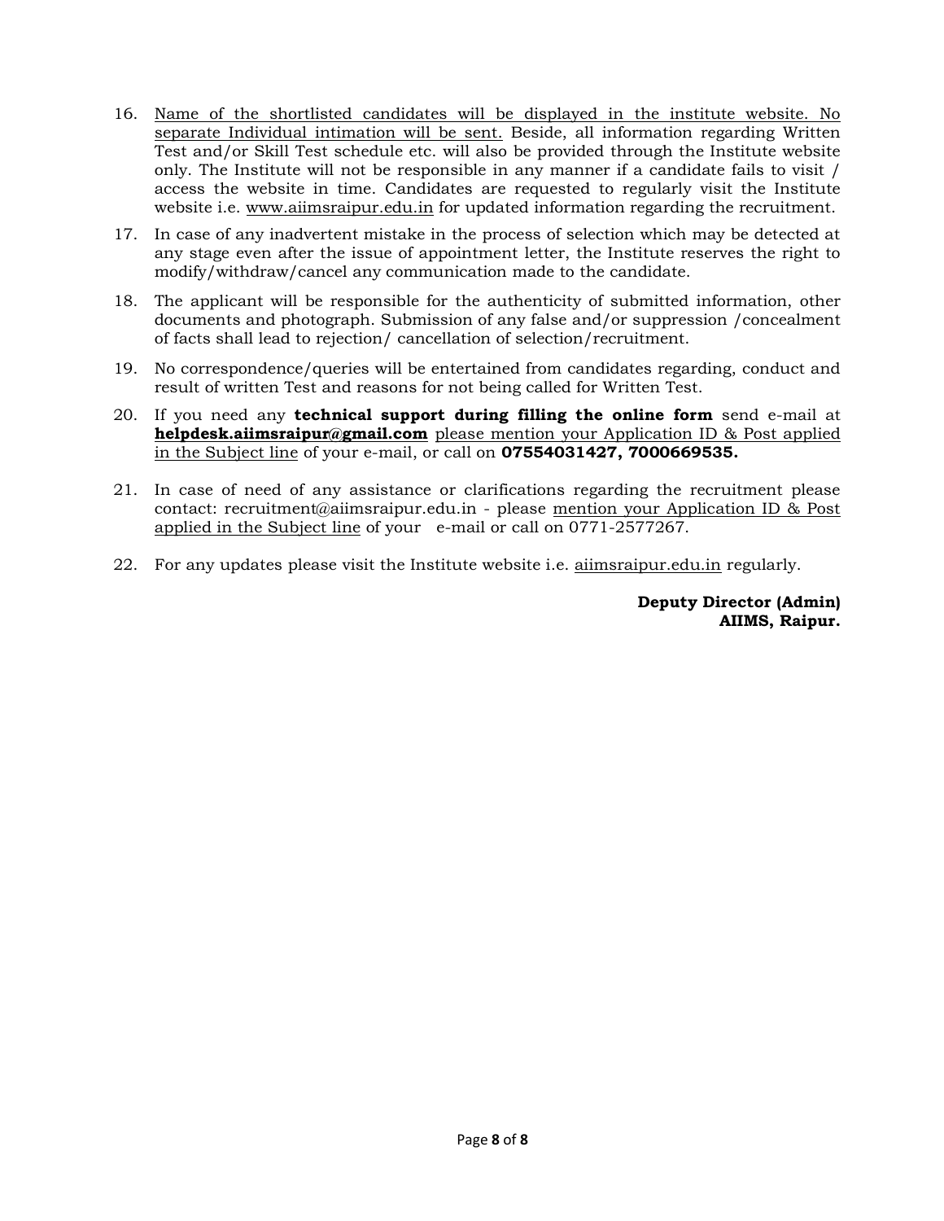16. Name of the shortlisted candidates will be displayed in the institute website. No separate Individual intimation will be sent. Beside, all information regarding Written Test and/or Skill Test schedule etc. will also be provided through the Institute website only. The Institute will not be responsible in any manner if a candidate fails to visit / access the website in time. Candidates are requested to regularly visit the Institute website i.e. www.aiimsraipur.edu.in for updated information regarding the recruitment.

17. In case of any inadvertent mistake in the process of selection which may be detected at any stage even after the issue of appointment letter, the Institute reserves the right to modify/withdraw/cancel any communication made to the candidate.

18. The applicant will be responsible for the authenticity of submitted information, other documents and photograph. Submission of any false and/or suppression /concealment of facts shall lead to rejection/ cancellation of selection/recruitment.

19. No correspondence/queries will be entertained from candidates regarding, conduct and result of written Test and reasons for not being called for Written Test.

20. If you need any **technical support during filling the online form** send e-mail at **helpdesk.aiimsraipur@gmail.com** please mention your Application ID & Post applied in the Subject line of your e-mail, or call on **07554031427, 7000669535.**

21. In case of need of any assistance or clarifications regarding the recruitment please contact: recruitment@aiimsraipur.edu.in - please mention your Application ID & Post applied in the Subject line of your e-mail or call on 0771-2577267.

22. For any updates please visit the Institute website i.e. aiimsraipur.edu.in regularly.

**Deputy Director (Admin)**
**AIIMS, Raipur.**